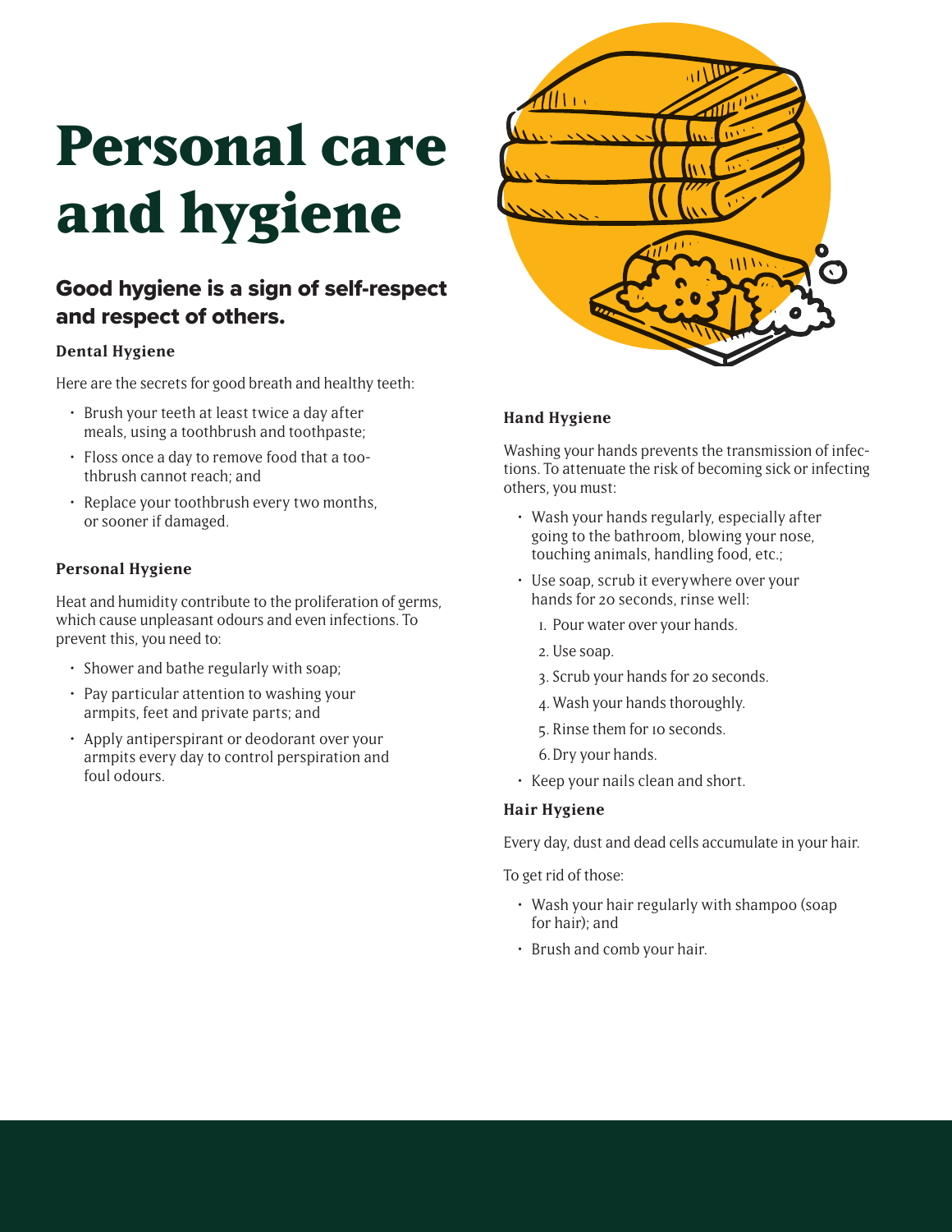# Personal care and hygiene

## Good hygiene is a sign of self-respect and respect of others.

### Dental Hygiene

Here are the secrets for good breath and healthy teeth:

- Brush your teeth at least twice a day after meals, using a toothbrush and toothpaste;
- Floss once a day to remove food that a toothbrush cannot reach; and
- Replace your toothbrush every two months, or sooner if damaged.

### Personal Hygiene

Heat and humidity contribute to the proliferation of germs, which cause unpleasant odours and even infections. To prevent this, you need to:

- Shower and bathe regularly with soap;
- Pay particular attention to washing your armpits, feet and private parts; and
- Apply antiperspirant or deodorant over your armpits every day to control perspiration and foul odours.

### Hand Hygiene

Washing your hands prevents the transmission of infections. To attenuate the risk of becoming sick or infecting others, you must:

- Wash your hands regularly, especially after going to the bathroom, blowing your nose, touching animals, handling food, etc.;
- Use soap, scrub it everywhere over your hands for 20 seconds, rinse well:
  1. Pour water over your hands.
  2. Use soap.
  3. Scrub your hands for 20 seconds.
  4. Wash your hands thoroughly.
  5. Rinse them for 10 seconds.
  6. Dry your hands.
- Keep your nails clean and short.

### Hair Hygiene

Every day, dust and dead cells accumulate in your hair.

To get rid of those:

- Wash your hair regularly with shampoo (soap for hair); and
- Brush and comb your hair.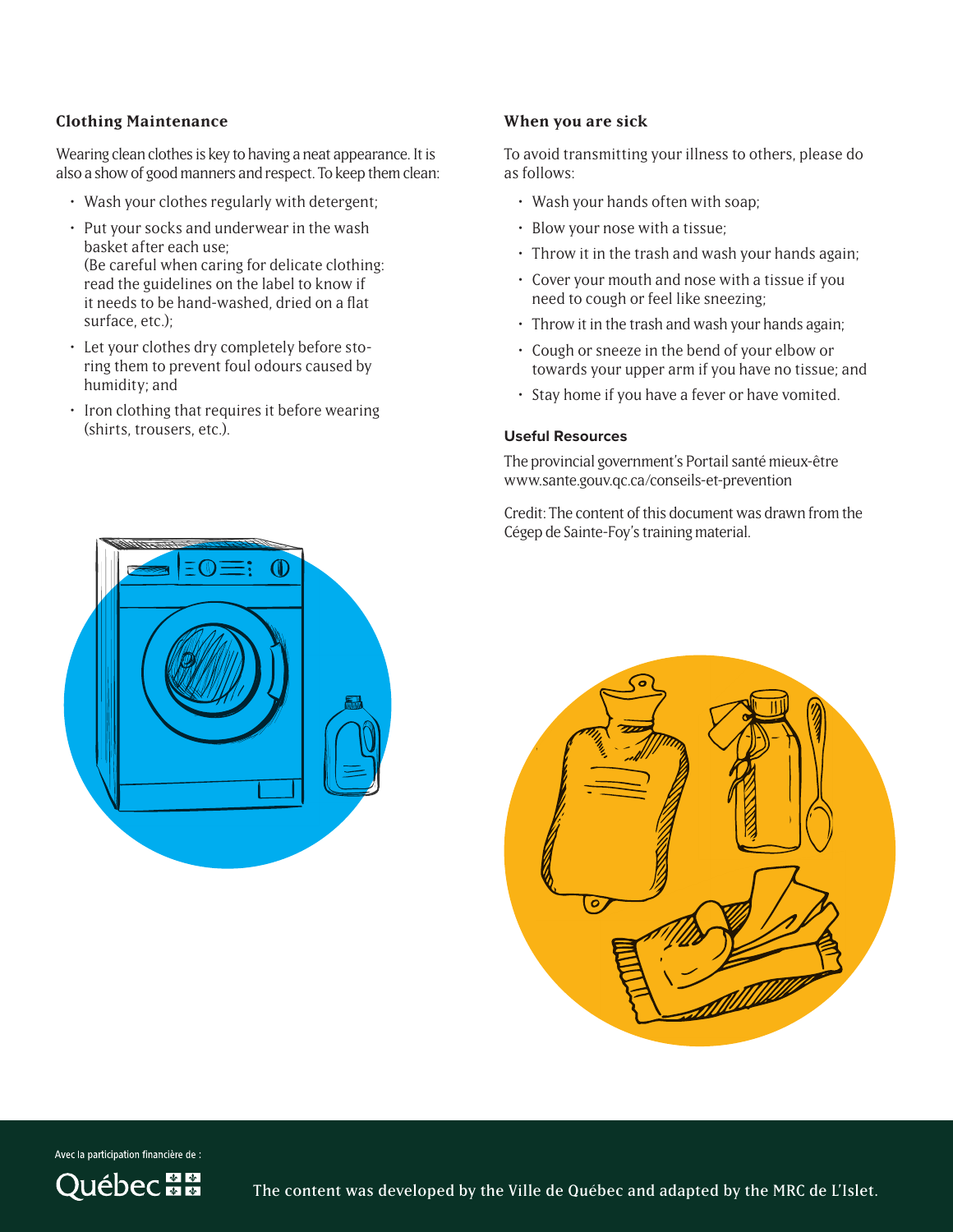## Clothing Maintenance

Wearing clean clothes is key to having a neat appearance. It is also a show of good manners and respect. To keep them clean:

- Wash your clothes regularly with detergent;
- Put your socks and underwear in the wash basket after each use;
  (Be careful when caring for delicate clothing: read the guidelines on the label to know if it needs to be hand-washed, dried on a flat surface, etc.);
- Let your clothes dry completely before storing them to prevent foul odours caused by humidity; and
- Iron clothing that requires it before wearing (shirts, trousers, etc.).

## When you are sick

To avoid transmitting your illness to others, please do as follows:

- Wash your hands often with soap;
- Blow your nose with a tissue;
- Throw it in the trash and wash your hands again;
- Cover your mouth and nose with a tissue if you need to cough or feel like sneezing;
- Throw it in the trash and wash your hands again;
- Cough or sneeze in the bend of your elbow or towards your upper arm if you have no tissue; and
- Stay home if you have a fever or have vomited.

### Useful Resources

The provincial government's Portail santé mieux-être
www.sante.gouv.qc.ca/conseils-et-prevention

Credit: The content of this document was drawn from the Cégep de Sainte-Foy's training material.

Avec la participation financière de :

Québec

The content was developed by the Ville de Québec and adapted by the MRC de L'Islet.